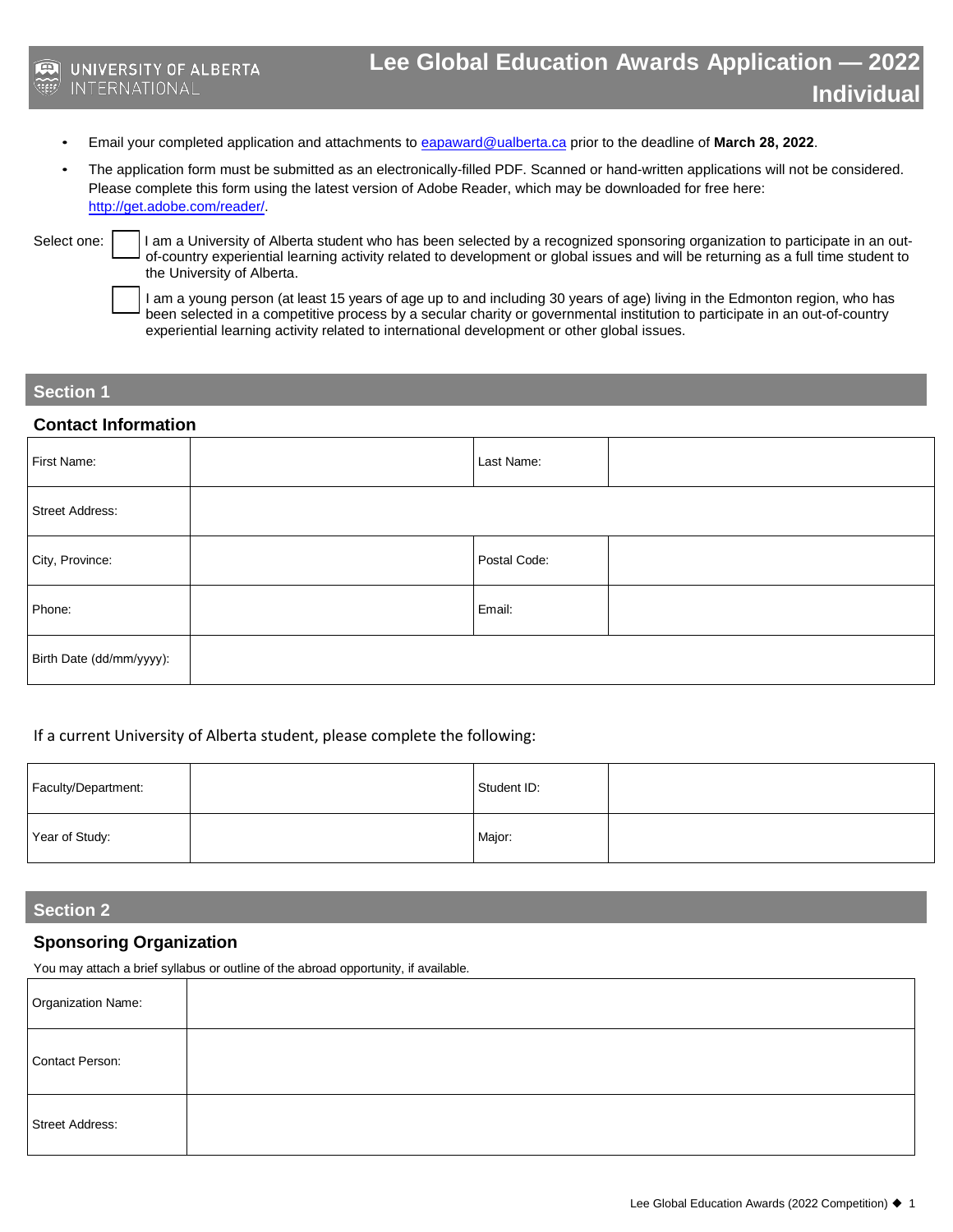UNIVERSITY OF ALBERTA INTERNATIONAL

# Lee Global Education Awards Application — 2022 Individual

- Email your completed application and attachments to [eapaward@ualberta.ca](mailto:eapaward@ualberta.ca) prior to the deadline of **March 28, 2022**.
- The application form must be submitted as an electronically-filled PDF. Scanned or hand-written applications will not be considered. Please complete this form using the latest version of Adobe Reader, which may be downloaded for free here: [http://get.adobe.com/reader/](http://get.adobe.com/reader/).

Select one:

☐ I am a University of Alberta student who has been selected by a recognized sponsoring organization to participate in an out-of-country experiential learning activity related to development or global issues and will be returning as a full time student to the University of Alberta.

☐ I am a young person (at least 15 years of age up to and including 30 years of age) living in the Edmonton region, who has been selected in a competitive process by a secular charity or governmental institution to participate in an out-of-country experiential learning activity related to international development or other global issues.

## Section 1

### Contact Information

| First Name: | | Last Name: | |
|---|---|---|---|
| Street Address: | | | |
| City, Province: | | Postal Code: | |
| Phone: | | Email: | |
| Birth Date (dd/mm/yyyy): | | | |

If a current University of Alberta student, please complete the following:

| Faculty/Department: | | Student ID: | |
|---|---|---|---|
| Year of Study: | | Major: | |

## Section 2

### Sponsoring Organization

You may attach a brief syllabus or outline of the abroad opportunity, if available.

| Organization Name: | |
|---|---|
| Contact Person: | |
| Street Address: | |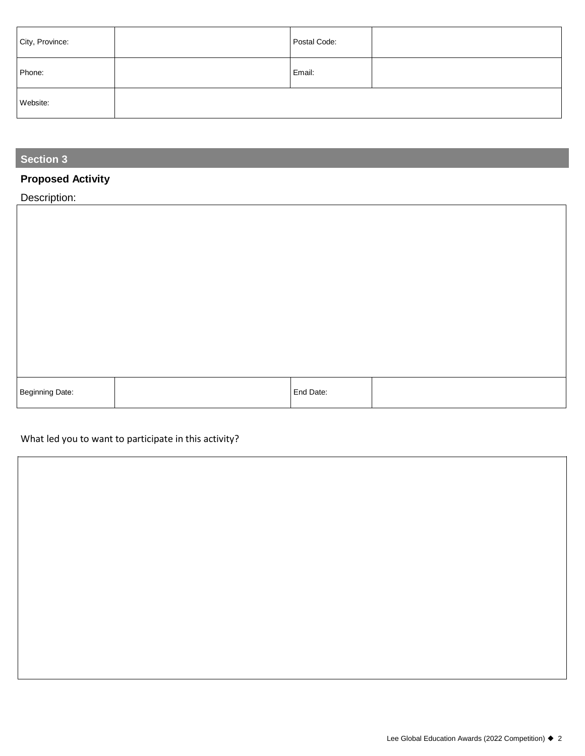| City, Province: | | Postal Code: | |
|---|---|---|---|
| Phone: | | Email: | |
| Website: | | | |

## Section 3

**Proposed Activity**

Description:

| |
|---|
| |

| Beginning Date: | | End Date: | |
|---|---|---|---|

What led you to want to participate in this activity?

| |
|---|
| |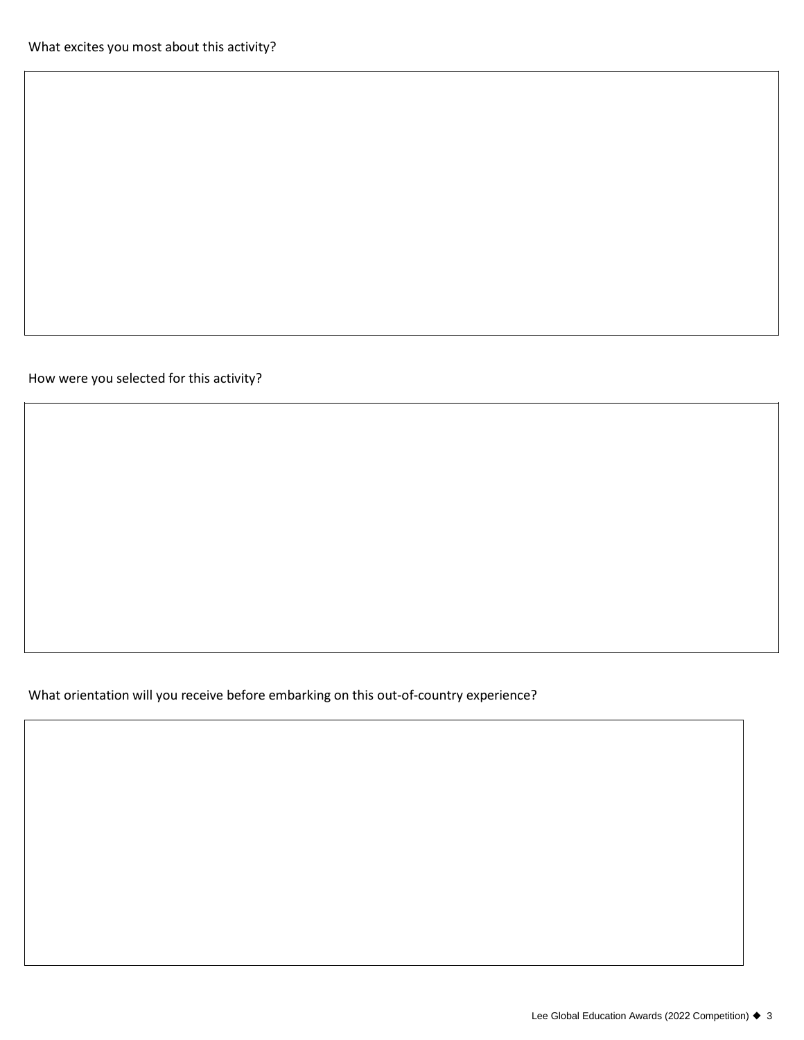What excites you most about this activity?

How were you selected for this activity?

What orientation will you receive before embarking on this out-of-country experience?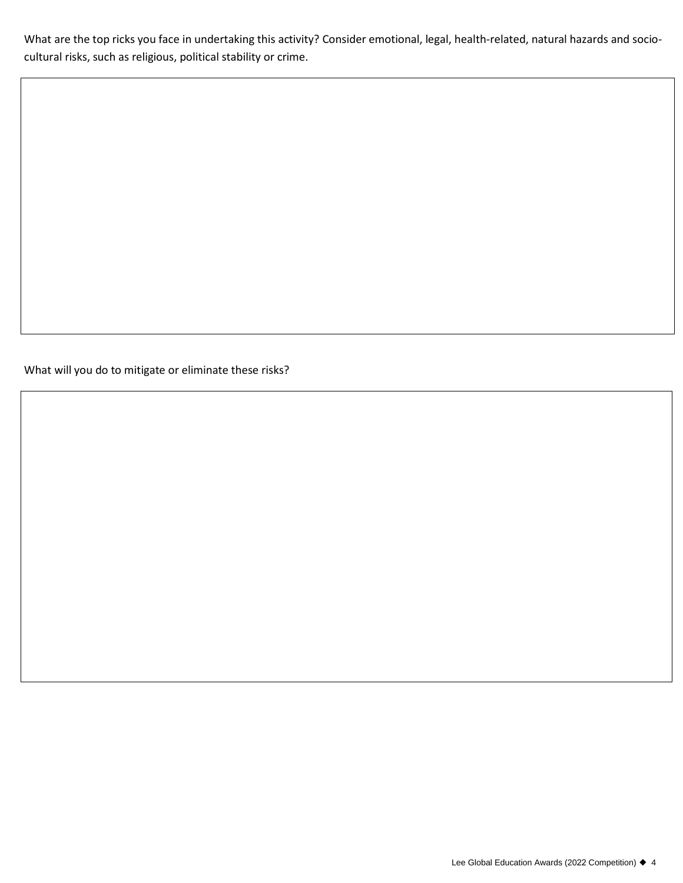What are the top ricks you face in undertaking this activity? Consider emotional, legal, health-related, natural hazards and socio-cultural risks, such as religious, political stability or crime.

What will you do to mitigate or eliminate these risks?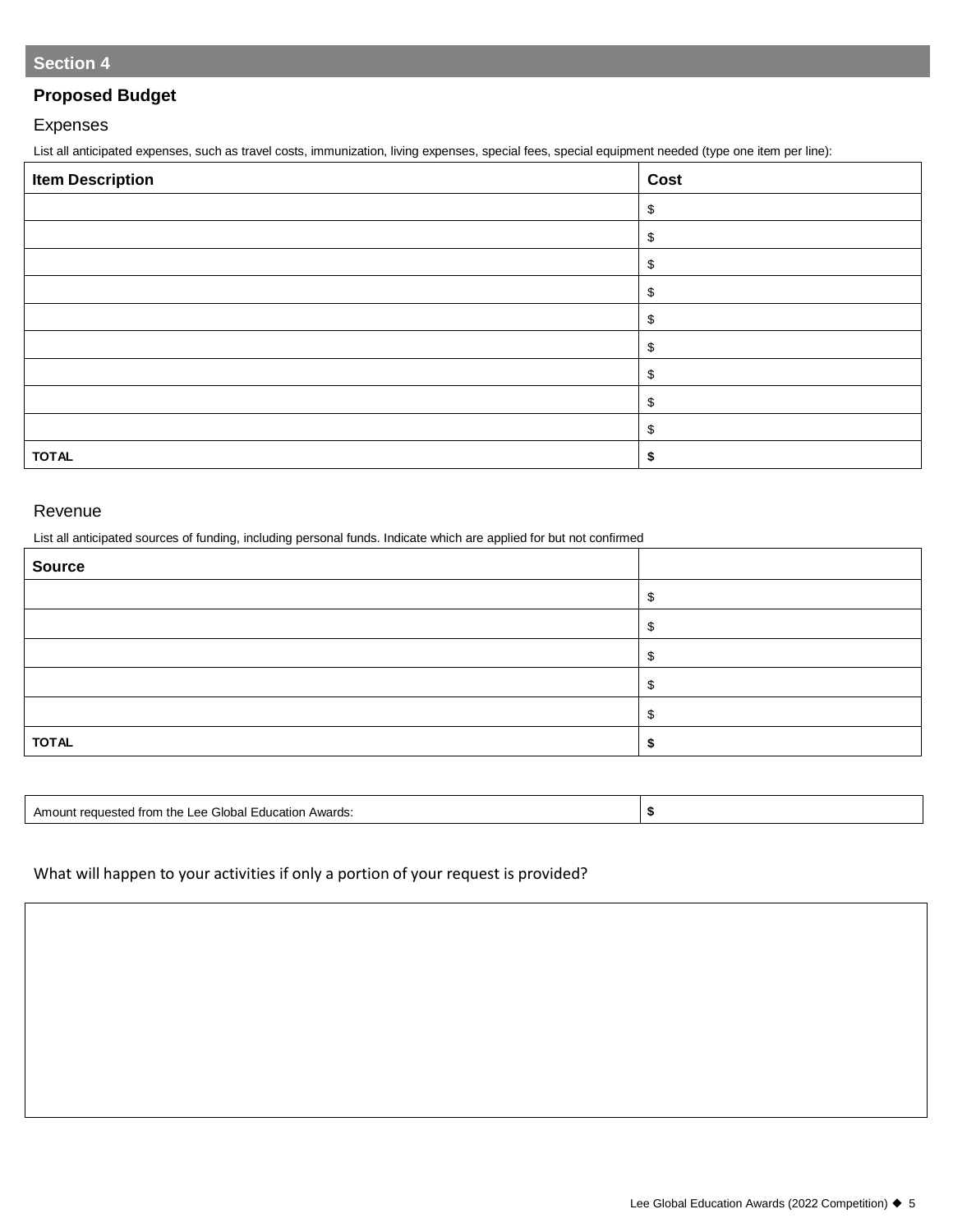## Section 4

### Proposed Budget

Expenses

List all anticipated expenses, such as travel costs, immunization, living expenses, special fees, special equipment needed (type one item per line):

| Item Description | Cost |
| --- | --- |
| | $ |
| | $ |
| | $ |
| | $ |
| | $ |
| | $ |
| | $ |
| | $ |
| | $ |
| **TOTAL** | **$** |

Revenue

List all anticipated sources of funding, including personal funds. Indicate which are applied for but not confirmed

| Source | |
| --- | --- |
| | $ |
| | $ |
| | $ |
| | $ |
| | $ |
| **TOTAL** | **$** |

| Amount requested from the Lee Global Education Awards: | **$** |
| --- | --- |

What will happen to your activities if only a portion of your request is provided?

| |
| --- |
| |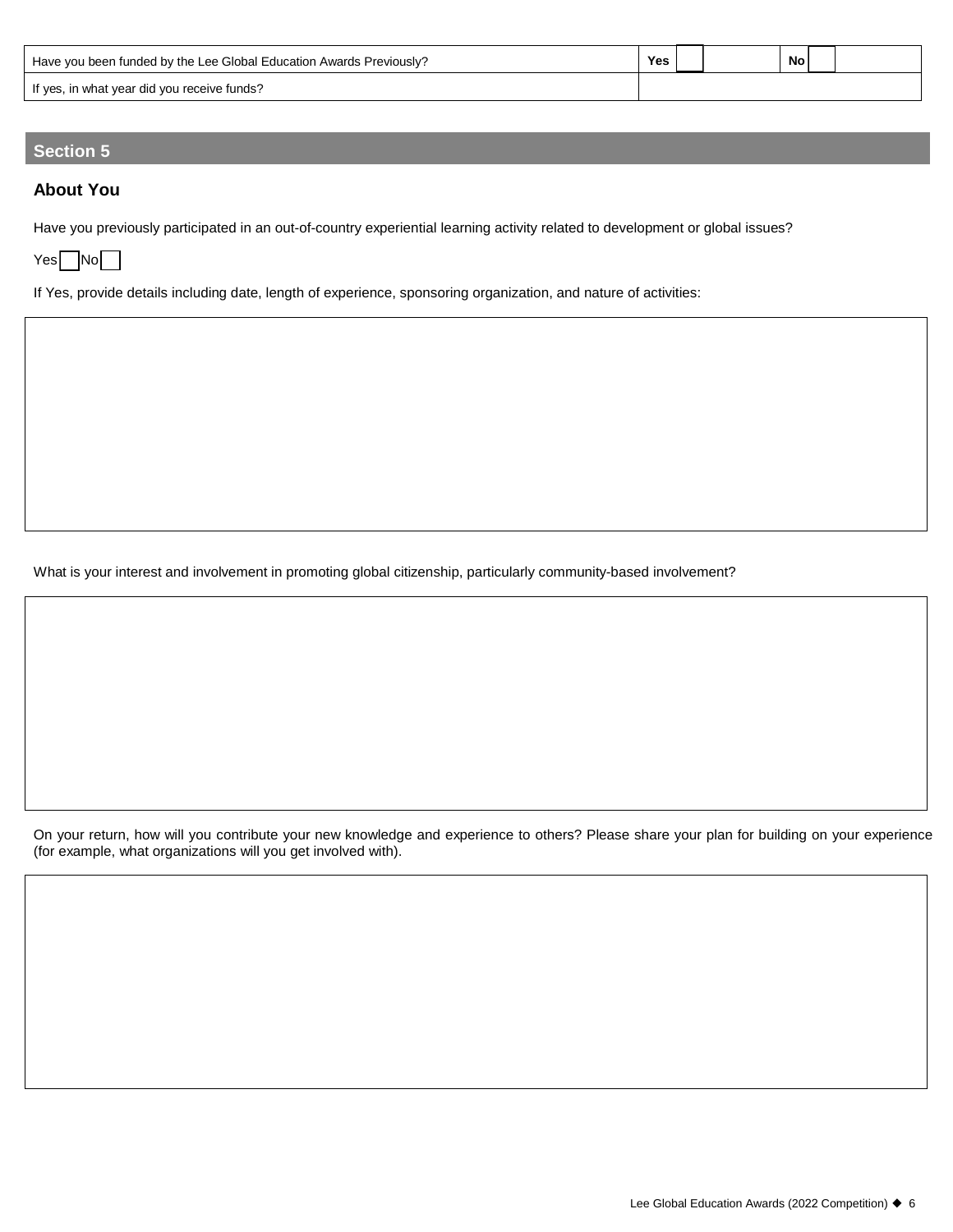| Have you been funded by the Lee Global Education Awards Previously? | **Yes** ☐ | **No** ☐ |
|---|---|---|
| If yes, in what year did you receive funds? | | |

## Section 5

### About You

Have you previously participated in an out-of-country experiential learning activity related to development or global issues?

Yes ☐ No ☐

If Yes, provide details including date, length of experience, sponsoring organization, and nature of activities:

What is your interest and involvement in promoting global citizenship, particularly community-based involvement?

On your return, how will you contribute your new knowledge and experience to others? Please share your plan for building on your experience (for example, what organizations will you get involved with).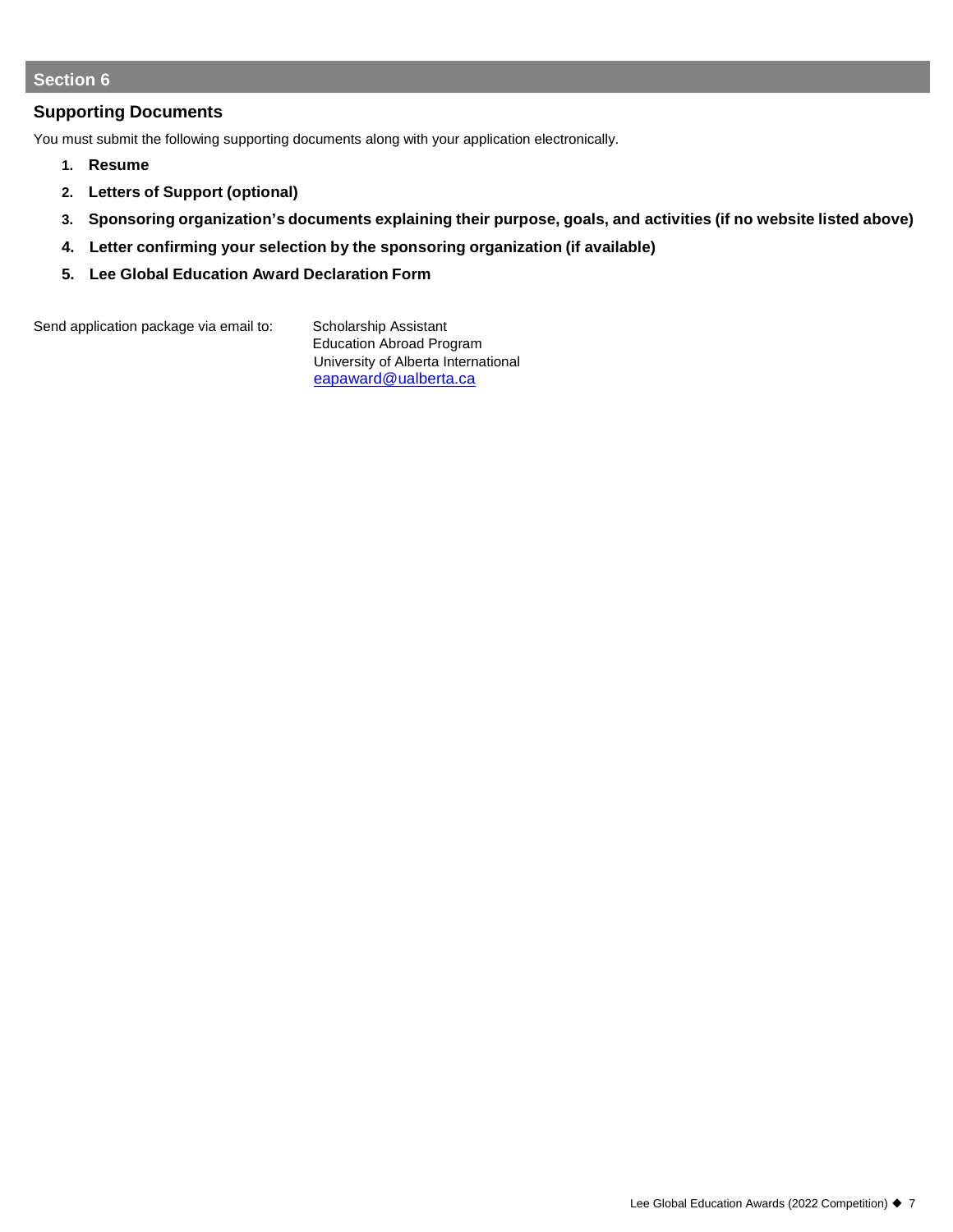## Section 6

### Supporting Documents

You must submit the following supporting documents along with your application electronically.

1. **Resume**
2. **Letters of Support (optional)**
3. **Sponsoring organization's documents explaining their purpose, goals, and activities (if no website listed above)**
4. **Letter confirming your selection by the sponsoring organization (if available)**
5. **Lee Global Education Award Declaration Form**

Send application package via email to:

Scholarship Assistant
Education Abroad Program
University of Alberta International
eapaward@ualberta.ca